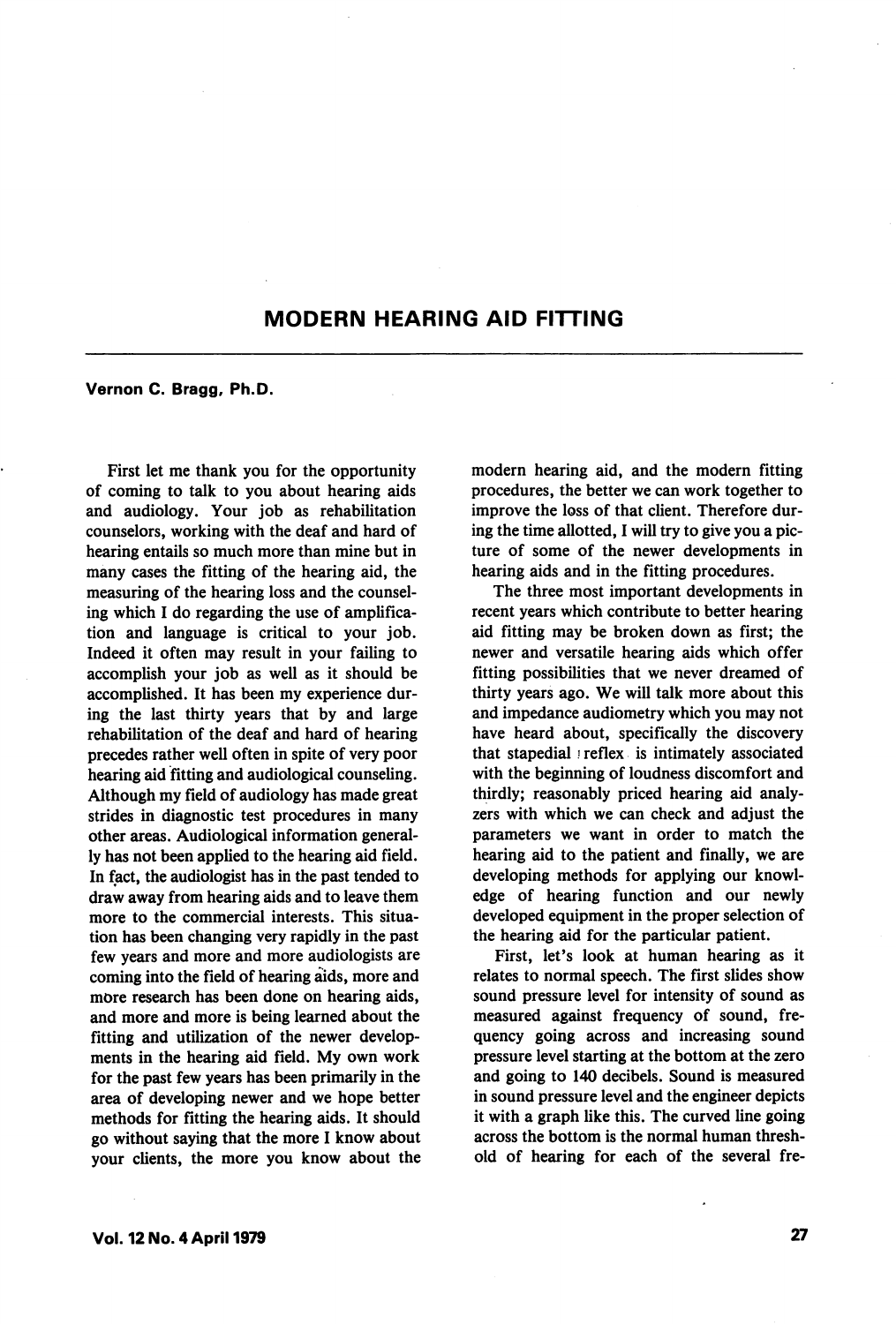# MODERN HEARING AID FITTING

**Vernon C. Bragg, Ph.D.**

First let me thank you for the opportunity of coming to talk to you about hearing aids and audiology. Your job as rehabilitation counselors, working with the deaf and hard of hearing entails so much more than mine but in many cases the fitting of the hearing aid, the measuring of the hearing loss and the counseling which I do regarding the use of amplification and language is critical to your job. Indeed it often may result in your failing to accomplish your job as well as it should be accomplished. It has been my experience during the last thirty years that by and large rehabilitation of the deaf and hard of hearing precedes rather well often in spite of very poor hearing aid fitting and audiological counseling. Although my field of audiology has made great strides in diagnostic test procedures in many other areas. Audiological information generally has not been applied to the hearing aid field. In fact, the audiologist has in the past tended to draw away from hearing aids and to leave them more to the commercial interests. This situation has been changing very rapidly in the past few years and more and more audiologists are coming into the field of hearing aids, more and more research has been done on hearing aids, and more and more is being learned about the fitting and utilization of the newer developments in the hearing aid field. My own work for the past few years has been primarily in the area of developing newer and we hope better methods for fitting the hearing aids. It should go without saying that the more I know about your clients, the more you know about the modern hearing aid, and the modern fitting procedures, the better we can work together to improve the loss of that client. Therefore during the time allotted, I will try to give you a picture of some of the newer developments in hearing aids and in the fitting procedures.

The three most important developments in recent years which contribute to better hearing aid fitting may be broken down as first; the newer and versatile hearing aids which offer fitting possibilities that we never dreamed of thirty years ago. We will talk more about this and impedance audiometry which you may not have heard about, specifically the discovery that stapedial reflex is intimately associated with the beginning of loudness discomfort and thirdly; reasonably priced hearing aid analyzers with which we can check and adjust the parameters we want in order to match the hearing aid to the patient and finally, we are developing methods for applying our knowledge of hearing function and our newly developed equipment in the proper selection of the hearing aid for the particular patient.

First, let's look at human hearing as it relates to normal speech. The first slides show sound pressure level for intensity of sound as measured against frequency of sound, frequency going across and increasing sound pressure level starting at the bottom at the zero and going to 140 decibels. Sound is measured in sound pressure level and the engineer depicts it with a graph like this. The curved line going across the bottom is the normal human threshold of hearing for each of the several fre-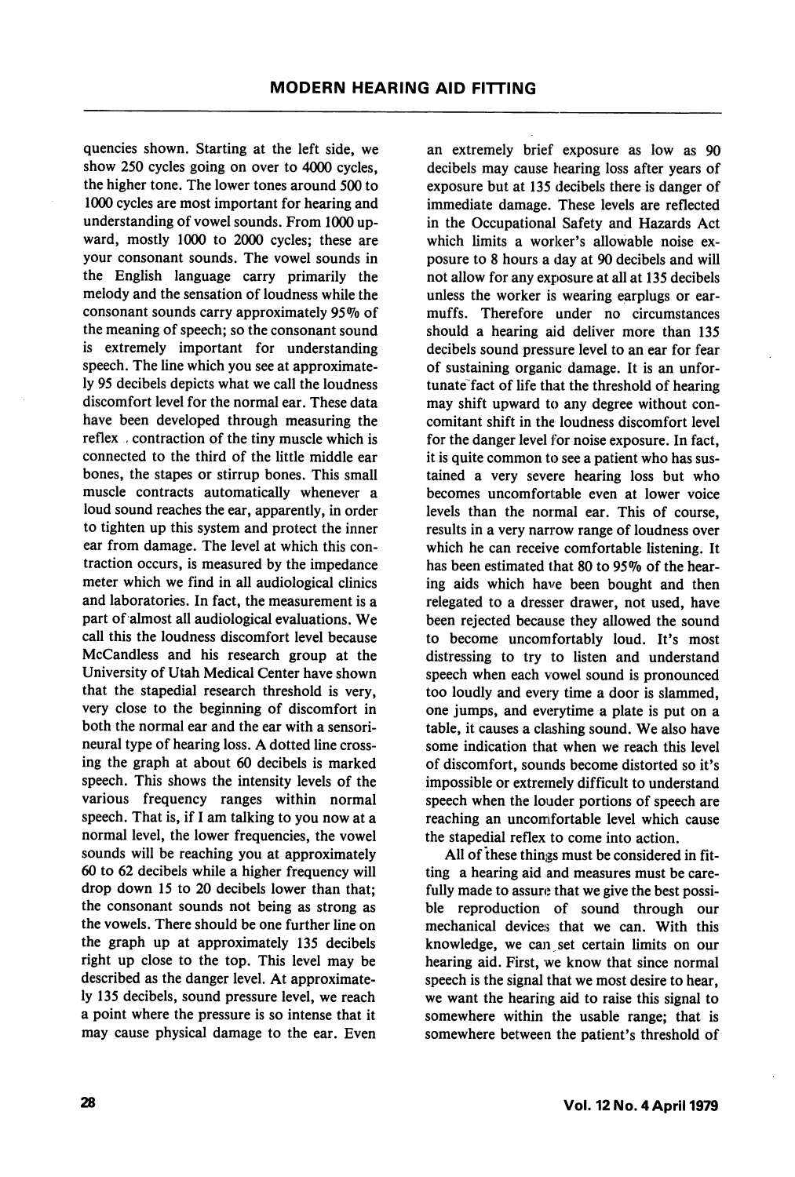quencies shown. Starting at the left side, we show 250 cycles going on over to 4000 cycles, the higher tone. The lower tones around 500 to 1000 cycles are most important for hearing and understanding of vowel sounds. From 1000 upward, mostly 1000 to 2000 cycles; these are your consonant sounds. The vowel sounds in the English language carry primarily the melody and the sensation of loudness while the consonant sounds carry approximately 95% of the meaning of speech; so the consonant sound is extremely important for understanding speech. The line which you see at approximately 95 decibels depicts what we call the loudness discomfort level for the normal ear. These data have been developed through measuring the reflex contraction of the tiny muscle which is connected to the third of the little middle ear bones, the stapes or stirrup bones. This small muscle contracts automatically whenever a loud sound reaches the ear, apparently, in order to tighten up this system and protect the inner ear from damage. The level at which this contraction occurs, is measured by the impedance meter which we find in all audiological clinics and laboratories. In fact, the measurement is a part of almost all audiological evaluations. We call this the loudness discomfort level because McCandless and his research group at the University of Utah Medical Center have shown that the stapedial research threshold is very, very close to the beginning of discomfort in both the normal ear and the ear with a sensorineural type of hearing loss. A dotted line crossing the graph at about 60 decibels is marked speech. This shows the intensity levels of the various frequency ranges within normal speech. That is, if I am talking to you now at a normal level, the lower frequencies, the vowel sounds will be reaching you at approximately 60 to 62 decibels while a higher frequency will drop down 15 to 20 decibels lower than that; the consonant sounds not being as strong as the vowels. There should be one further line on the graph up at approximately 135 decibels right up close to the top. This level may be described as the danger level. At approximately 135 decibels, sound pressure level, we reach a point where the pressure is so intense that it may cause physical damage to the ear. Even an extremely brief exposure as low as 90 decibels may cause hearing loss after years of exposure but at 135 decibels there is danger of immediate damage. These levels are reflected in the Occupational Safety and Hazards Act which limits a worker's allowable noise exposure to 8 hours a day at 90 decibels and will not allow for any exposure at all at 135 decibels unless the worker is wearing earplugs or earmuffs. Therefore under no circumstances should a hearing aid deliver more than 135 decibels sound pressure level to an ear for fear of sustaining organic damage. It is an unfortunate fact of life that the threshold of hearing may shift upward to any degree without concomitant shift in the loudness discomfort level for the danger level for noise exposure. In fact, it is quite common to see a patient who has sustained a very severe hearing loss but who becomes uncomfortable even at lower voice levels than the normal ear. This of course, results in a very narrow range of loudness over which he can receive comfortable listening. It has been estimated that 80 to 95% of the hearing aids which have been bought and then relegated to a dresser drawer, not used, have been rejected because they allowed the sound to become uncomfortably loud. It's most distressing to try to listen and understand speech when each vowel sound is pronounced too loudly and every time a door is slammed, one jumps, and everytime a plate is put on a table, it causes a clashing sound. We also have some indication that when we reach this level of discomfort, sounds become distorted so it's impossible or extremely difficult to understand speech when the louder portions of speech are reaching an uncomfortable level which cause the stapedial reflex to come into action.

All of these things must be considered in fitting a hearing aid and measures must be carefully made to assure that we give the best possible reproduction of sound through our mechanical devices that we can. With this knowledge, we can set certain limits on our hearing aid. First, we know that since normal speech is the signal that we most desire to hear, we want the hearing aid to raise this signal to somewhere within the usable range; that is somewhere between the patient's threshold of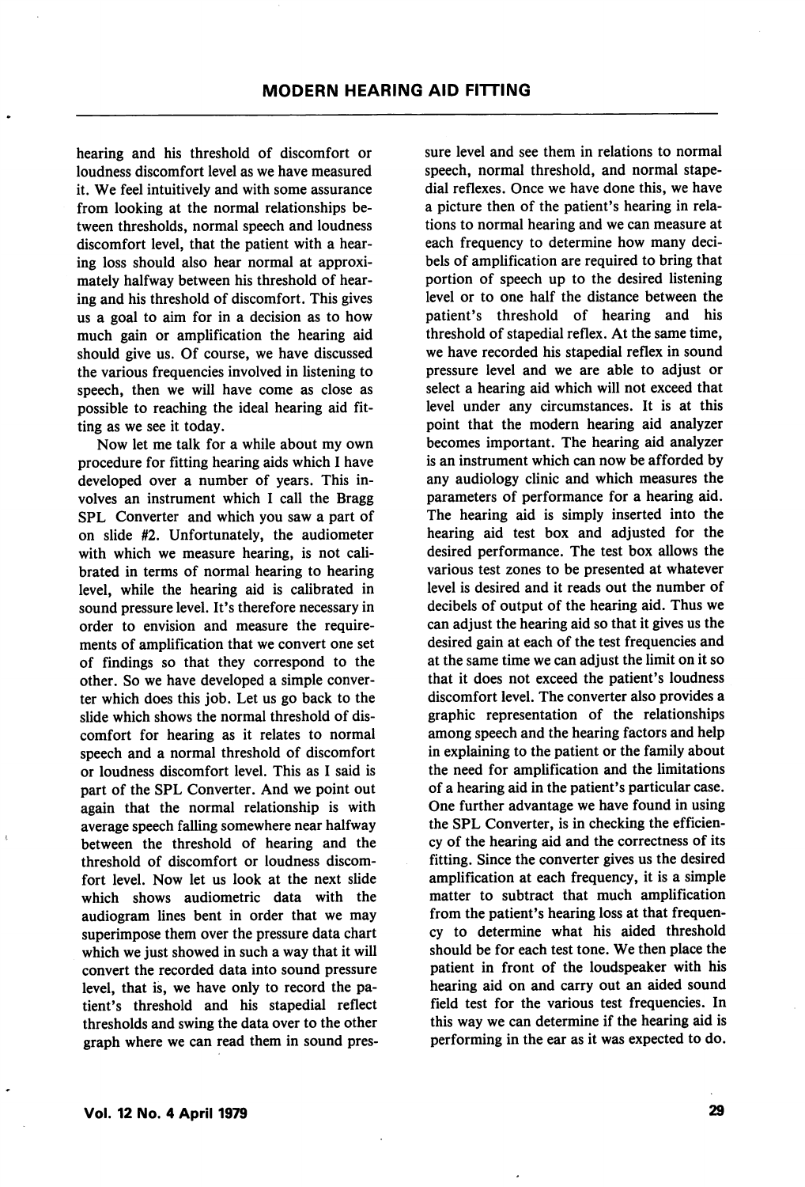hearing and his threshold of discomfort or loudness discomfort level as we have measured it. We feel intuitively and with some assurance from looking at the normal relationships between thresholds, normal speech and loudness discomfort level, that the patient with a hearing loss should also hear normal at approximately halfway between his threshold of hearing and his threshold of discomfort. This gives us a goal to aim for in a decision as to how much gain or amplification the hearing aid should give us. Of course, we have discussed the various frequencies involved in listening to speech, then we will have come as close as possible to reaching the ideal hearing aid fitting as we see it today.

Now let me talk for a while about my own procedure for fitting hearing aids which I have developed over a number of years. This involves an instrument which I call the Bragg SPL Converter and which you saw a part of on slide #2. Unfortunately, the audiometer with which we measure hearing, is not calibrated in terms of normal hearing to hearing level, while the hearing aid is calibrated in sound pressure level. It's therefore necessary in order to envision and measure the requirements of amplification that we convert one set of findings so that they correspond to the other. So we have developed a simple converter which does this job. Let us go back to the slide which shows the normal threshold of discomfort for hearing as it relates to normal speech and a normal threshold of discomfort or loudness discomfort level. This as I said is part of the SPL Converter. And we point out again that the normal relationship is with average speech falling somewhere near halfway between the threshold of hearing and the threshold of discomfort or loudness discomfort level. Now let us look at the next slide which shows audiometric data with the audiogram lines bent in order that we may superimpose them over the pressure data chart which we just showed in such a way that it will convert the recorded data into sound pressure level, that is, we have only to record the patient's threshold and his stapedial reflect thresholds and swing the data over to the other graph where we can read them in sound pressure level and see them in relations to normal speech, normal threshold, and normal stapedial reflexes. Once we have done this, we have a picture then of the patient's hearing in relations to normal hearing and we can measure at each frequency to determine how many decibels of amplification are required to bring that portion of speech up to the desired listening level or to one half the distance between the patient's threshold of hearing and his threshold of stapedial reflex. At the same time, we have recorded his stapedial reflex in sound pressure level and we are able to adjust or select a hearing aid which will not exceed that level under any circumstances. It is at this point that the modern hearing aid analyzer becomes important. The hearing aid analyzer is an instrument which can now be afforded by any audiology clinic and which measures the parameters of performance for a hearing aid. The hearing aid is simply inserted into the hearing aid test box and adjusted for the desired performance. The test box allows the various test zones to be presented at whatever level is desired and it reads out the number of decibels of output of the hearing aid. Thus we can adjust the hearing aid so that it gives us the desired gain at each of the test frequencies and at the same time we can adjust the limit on it so that it does not exceed the patient's loudness discomfort level. The converter also provides a graphic representation of the relationships among speech and the hearing factors and help in explaining to the patient or the family about the need for amplification and the limitations of a hearing aid in the patient's particular case. One further advantage we have found in using the SPL Converter, is in checking the efficiency of the hearing aid and the correctness of its fitting. Since the converter gives us the desired amplification at each frequency, it is a simple matter to subtract that much amplification from the patient's hearing loss at that frequency to determine what his aided threshold should be for each test tone. We then place the patient in front of the loudspeaker with his hearing aid on and carry out an aided sound field test for the various test frequencies. In this way we can determine if the hearing aid is performing in the ear as it was expected to do.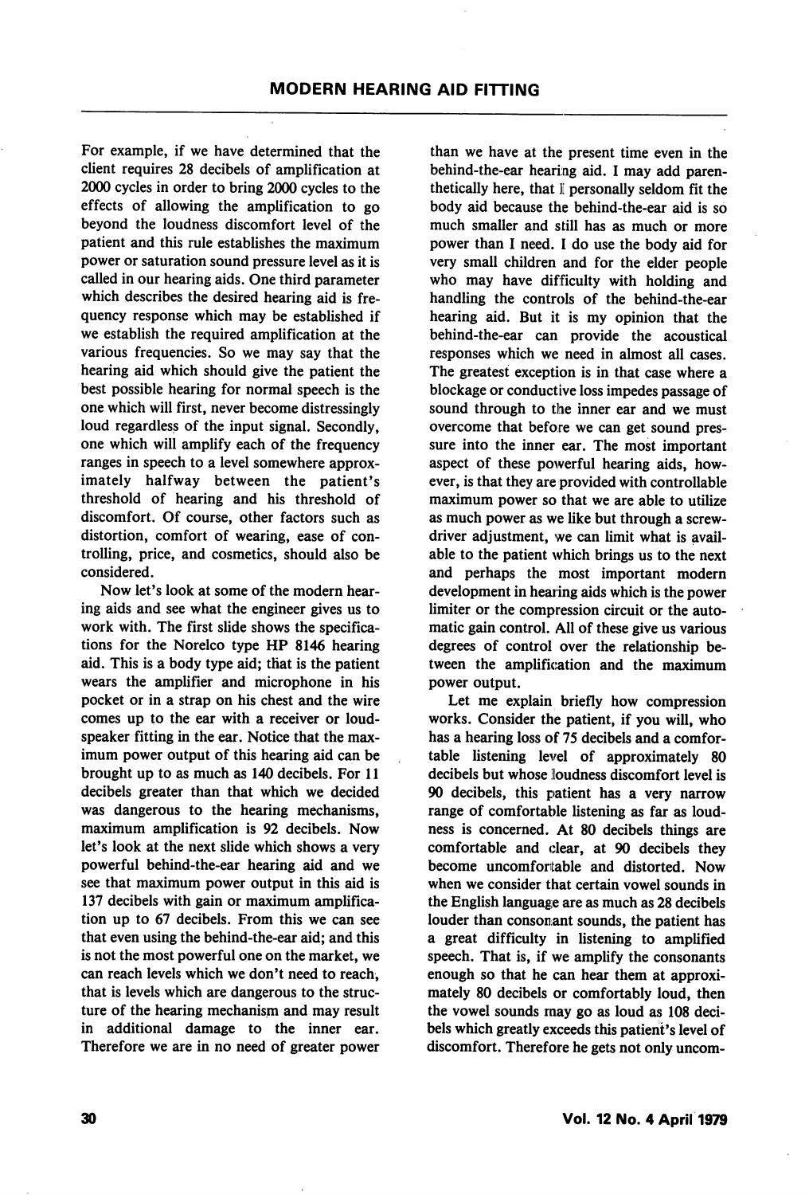For example, if we have determined that the client requires 28 decibels of amplification at 2000 cycles in order to bring 2000 cycles to the effects of allowing the amplification to go beyond the loudness discomfort level of the patient and this rule establishes the maximum power or saturation sound pressure level as it is called in our hearing aids. One third parameter which describes the desired hearing aid is frequency response which may be established if we establish the required amplification at the various frequencies. So we may say that the hearing aid which should give the patient the best possible hearing for normal speech is the one which will first, never become distressingly loud regardless of the input signal. Secondly, one which will amplify each of the frequency ranges in speech to a level somewhere approximately halfway between the patient's threshold of hearing and his threshold of discomfort. Of course, other factors such as distortion, comfort of wearing, ease of controlling, price, and cosmetics, should also be considered.

Now let's look at some of the modern hearing aids and see what the engineer gives us to work with. The first slide shows the specifications for the Norelco type HP 8146 hearing aid. This is a body type aid; that is the patient wears the amplifier and microphone in his pocket or in a strap on his chest and the wire comes up to the ear with a receiver or loudspeaker fitting in the ear. Notice that the maximum power output of this hearing aid can be brought up to as much as 140 decibels. For 11 decibels greater than that which we decided was dangerous to the hearing mechanisms, maximum amplification is 92 decibels. Now let's look at the next slide which shows a very powerful behind-the-ear hearing aid and we see that maximum power output in this aid is 137 decibels with gain or maximum amplification up to 67 decibels. From this we can see that even using the behind-the-ear aid; and this is not the most powerful one on the market, we can reach levels which we don't need to reach, that is levels which are dangerous to the structure of the hearing mechanism and may result in additional damage to the inner ear. Therefore we are in no need of greater power than we have at the present time even in the behind-the-ear hearing aid. I may add parenthetically here, that I personally seldom fit the body aid because the behind-the-ear aid is so much smaller and still has as much or more power than I need. I do use the body aid for very small children and for the elder people who may have difficulty with holding and handling the controls of the behind-the-ear hearing aid. But it is my opinion that the behind-the-ear can provide the acoustical responses which we need in almost all cases. The greatest exception is in that case where a blockage or conductive loss impedes passage of sound through to the inner ear and we must overcome that before we can get sound pressure into the inner ear. The most important aspect of these powerful hearing aids, however, is that they are provided with controllable maximum power so that we are able to utilize as much power as we like but through a screwdriver adjustment, we can limit what is available to the patient which brings us to the next and perhaps the most important modern development in hearing aids which is the power limiter or the compression circuit or the automatic gain control. All of these give us various degrees of control over the relationship between the amplification and the maximum power output.

Let me explain briefly how compression works. Consider the patient, if you will, who has a hearing loss of 75 decibels and a comfortable listening level of approximately 80 decibels but whose loudness discomfort level is 90 decibels, this patient has a very narrow range of comfortable listening as far as loudness is concerned. At 80 decibels things are comfortable and clear, at 90 decibels they become uncomfortable and distorted. Now when we consider that certain vowel sounds in the English language are as much as 28 decibels louder than consonant sounds, the patient has a great difficulty in listening to amplified speech. That is, if we amplify the consonants enough so that he can hear them at approximately 80 decibels or comfortably loud, then the vowel sounds may go as loud as 108 decibels which greatly exceeds this patient's level of discomfort. Therefore he gets not only uncom-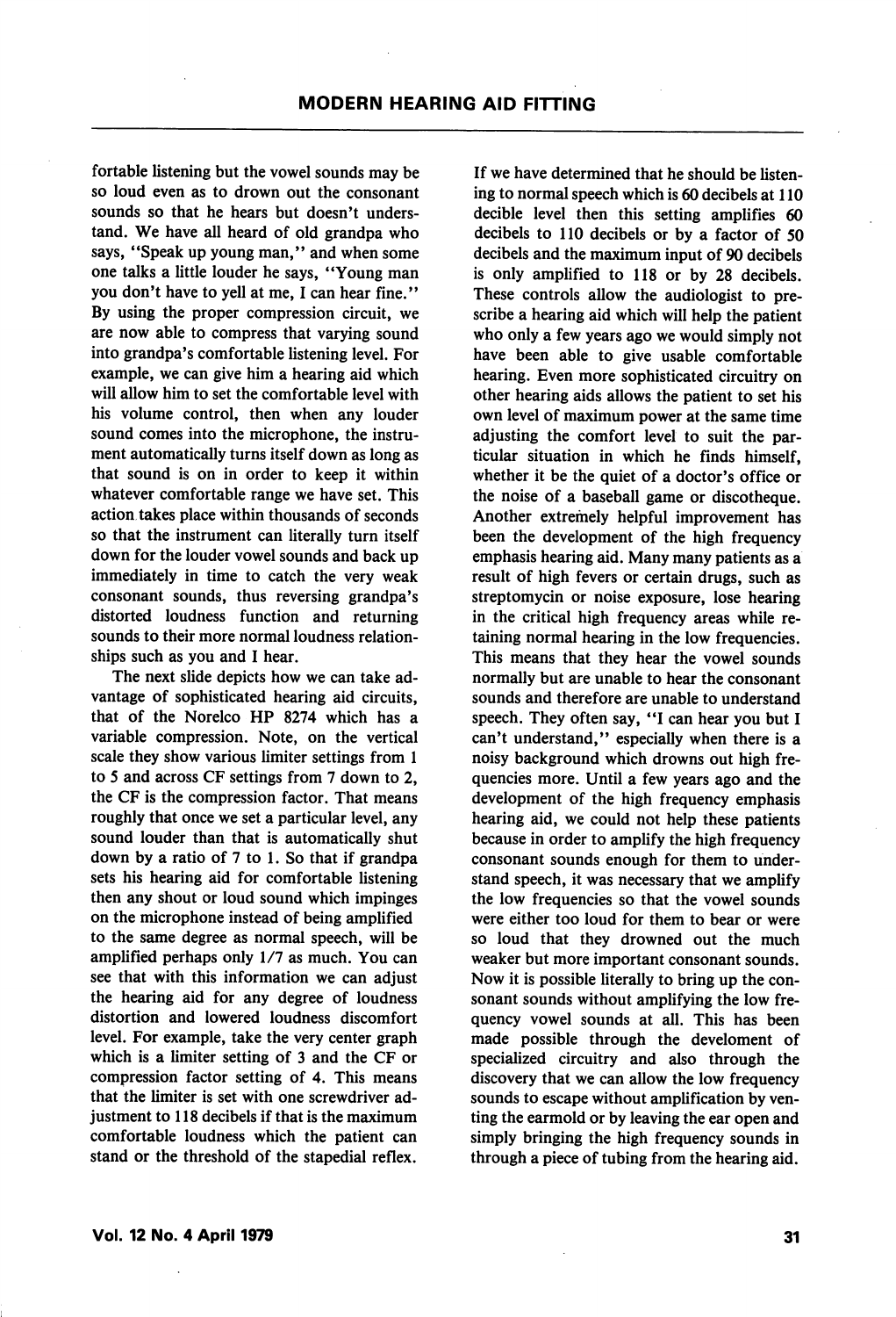fortable listening but the vowel sounds may be so loud even as to drown out the consonant sounds so that he hears but doesn't understand. We have all heard of old grandpa who says, "Speak up young man," and when some one talks a little louder he says, "Young man you don't have to yell at me, I can hear fine." By using the proper compression circuit, we are now able to compress that varying sound into grandpa's comfortable listening level. For example, we can give him a hearing aid which will allow him to set the comfortable level with his volume control, then when any louder sound comes into the microphone, the instrument automatically turns itself down as long as that sound is on in order to keep it within whatever comfortable range we have set. This action takes place within thousands of seconds so that the instrument can literally turn itself down for the louder vowel sounds and back up immediately in time to catch the very weak consonant sounds, thus reversing grandpa's distorted loudness function and returning sounds to their more normal loudness relationships such as you and I hear.

The next slide depicts how we can take advantage of sophisticated hearing aid circuits, that of the Norelco HP 8274 which has a variable compression. Note, on the vertical scale they show various limiter settings from 1 to 5 and across CF settings from 7 down to 2, the CF is the compression factor. That means roughly that once we set a particular level, any sound louder than that is automatically shut down by a ratio of 7 to 1. So that if grandpa sets his hearing aid for comfortable listening then any shout or loud sound which impinges on the microphone instead of being amplified to the same degree as normal speech, will be amplified perhaps only 1/7 as much. You can see that with this information we can adjust the hearing aid for any degree of loudness distortion and lowered loudness discomfort level. For example, take the very center graph which is a limiter setting of 3 and the CF or compression factor setting of 4. This means that the limiter is set with one screwdriver adjustment to 118 decibels if that is the maximum comfortable loudness which the patient can stand or the threshold of the stapedial reflex. If we have determined that he should be listening to normal speech which is 60 decibels at 110 decible level then this setting amplifies 60 decibels to 110 decibels or by a factor of 50 decibels and the maximum input of 90 decibels is only amplified to 118 or by 28 decibels. These controls allow the audiologist to prescribe a hearing aid which will help the patient who only a few years ago we would simply not have been able to give usable comfortable hearing. Even more sophisticated circuitry on other hearing aids allows the patient to set his own level of maximum power at the same time adjusting the comfort level to suit the particular situation in which he finds himself, whether it be the quiet of a doctor's office or the noise of a baseball game or discotheque. Another extremely helpful improvement has been the development of the high frequency emphasis hearing aid. Many many patients as a result of high fevers or certain drugs, such as streptomycin or noise exposure, lose hearing in the critical high frequency areas while retaining normal hearing in the low frequencies. This means that they hear the vowel sounds normally but are unable to hear the consonant sounds and therefore are unable to understand speech. They often say, "I can hear you but I can't understand," especially when there is a noisy background which drowns out high frequencies more. Until a few years ago and the development of the high frequency emphasis hearing aid, we could not help these patients because in order to amplify the high frequency consonant sounds enough for them to understand speech, it was necessary that we amplify the low frequencies so that the vowel sounds were either too loud for them to bear or were so loud that they drowned out the much weaker but more important consonant sounds. Now it is possible literally to bring up the consonant sounds without amplifying the low frequency vowel sounds at all. This has been made possible through the develoment of specialized circuitry and also through the discovery that we can allow the low frequency sounds to escape without amplification by venting the earmold or by leaving the ear open and simply bringing the high frequency sounds in through a piece of tubing from the hearing aid.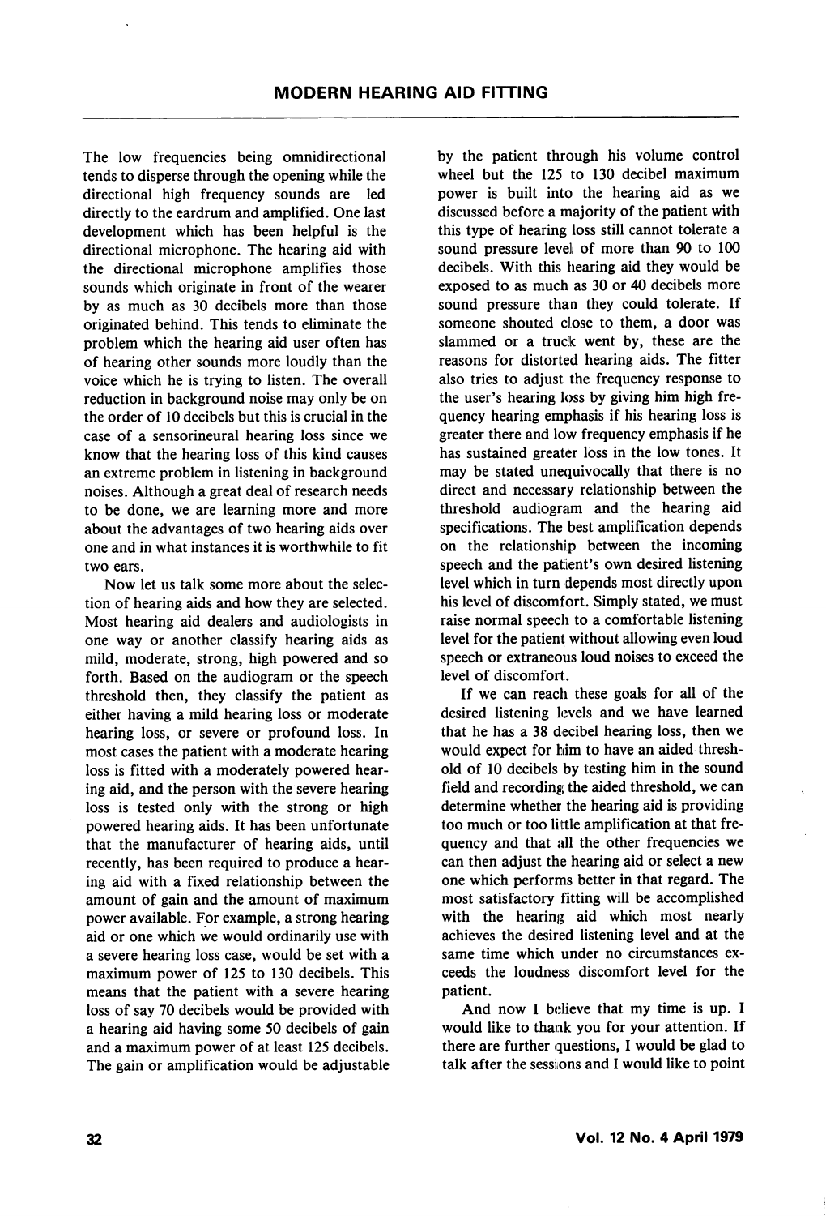The low frequencies being omnidirectional tends to disperse through the opening while the directional high frequency sounds are led directly to the eardrum and amplified. One last development which has been helpful is the directional microphone. The hearing aid with the directional microphone amplifies those sounds which originate in front of the wearer by as much as 30 decibels more than those originated behind. This tends to eliminate the problem which the hearing aid user often has of hearing other sounds more loudly than the voice which he is trying to listen. The overall reduction in background noise may only be on the order of 10 decibels but this is crucial in the case of a sensorineural hearing loss since we know that the hearing loss of this kind causes an extreme problem in listening in background noises. Although a great deal of research needs to be done, we are learning more and more about the advantages of two hearing aids over one and in what instances it is worthwhile to fit two ears.

Now let us talk some more about the selection of hearing aids and how they are selected. Most hearing aid dealers and audiologists in one way or another classify hearing aids as mild, moderate, strong, high powered and so forth. Based on the audiogram or the speech threshold then, they classify the patient as either having a mild hearing loss or moderate hearing loss, or severe or profound loss. In most cases the patient with a moderate hearing loss is fitted with a moderately powered hearing aid, and the person with the severe hearing loss is tested only with the strong or high powered hearing aids. It has been unfortunate that the manufacturer of hearing aids, until recently, has been required to produce a hearing aid with a fixed relationship between the amount of gain and the amount of maximum power available. For example, a strong hearing aid or one which we would ordinarily use with a severe hearing loss case, would be set with a maximum power of 125 to 130 decibels. This means that the patient with a severe hearing loss of say 70 decibels would be provided with a hearing aid having some 50 decibels of gain and a maximum power of at least 125 decibels. The gain or amplification would be adjustable by the patient through his volume control wheel but the 125 to 130 decibel maximum power is built into the hearing aid as we discussed before a majority of the patient with this type of hearing loss still cannot tolerate a sound pressure level of more than 90 to 100 decibels. With this hearing aid they would be exposed to as much as 30 or 40 decibels more sound pressure than they could tolerate. If someone shouted close to them, a door was slammed or a truck went by, these are the reasons for distorted hearing aids. The fitter also tries to adjust the frequency response to the user's hearing loss by giving him high frequency hearing emphasis if his hearing loss is greater there and low frequency emphasis if he has sustained greater loss in the low tones. It may be stated unequivocally that there is no direct and necessary relationship between the threshold audiogram and the hearing aid specifications. The best amplification depends on the relationship between the incoming speech and the patient's own desired listening level which in turn depends most directly upon his level of discomfort. Simply stated, we must raise normal speech to a comfortable listening level for the patient without allowing even loud speech or extraneous loud noises to exceed the level of discomfort.

If we can reach these goals for all of the desired listening levels and we have learned that he has a 38 decibel hearing loss, then we would expect for him to have an aided threshold of 10 decibels by testing him in the sound field and recording the aided threshold, we can determine whether the hearing aid is providing too much or too little amplification at that frequency and that all the other frequencies we can then adjust the hearing aid or select a new one which performs better in that regard. The most satisfactory fitting will be accomplished with the hearing aid which most nearly achieves the desired listening level and at the same time which under no circumstances exceeds the loudness discomfort level for the patient.

And now I believe that my time is up. I would like to thank you for your attention. If there are further questions, I would be glad to talk after the sessions and I would like to point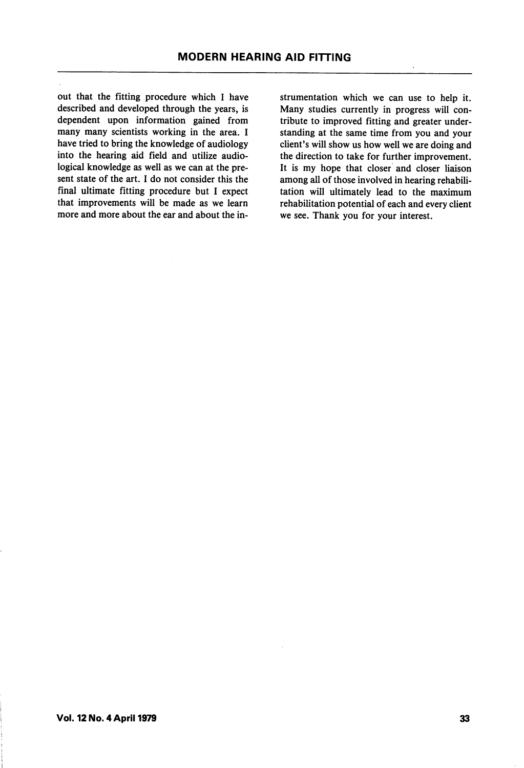out that the fitting procedure which I have described and developed through the years, is dependent upon information gained from many many scientists working in the area. I have tried to bring the knowledge of audiology into the hearing aid field and utilize audiological knowledge as well as we can at the present state of the art. I do not consider this the final ultimate fitting procedure but I expect that improvements will be made as we learn more and more about the ear and about the instrumentation which we can use to help it. Many studies currently in progress will contribute to improved fitting and greater understanding at the same time from you and your client's will show us how well we are doing and the direction to take for further improvement. It is my hope that closer and closer liaison among all of those involved in hearing rehabilitation will ultimately lead to the maximum rehabilitation potential of each and every client we see. Thank you for your interest.